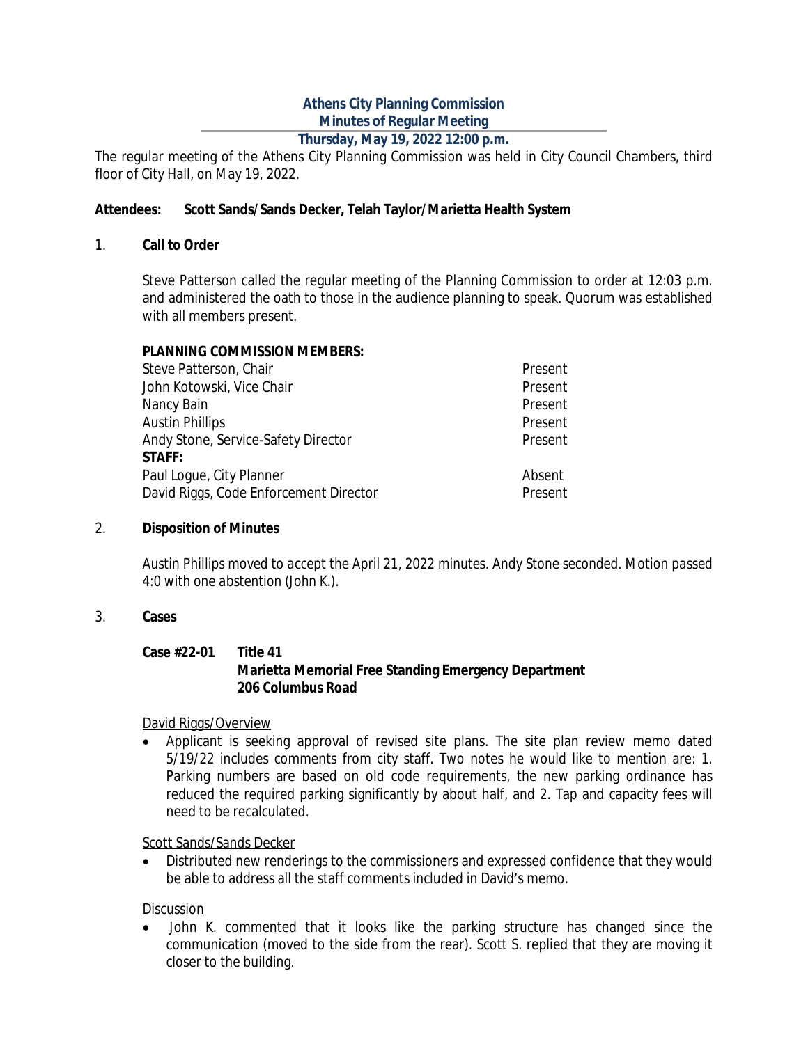# Athens City Planning Commission
## Minutes of Regular Meeting
### Thursday, May 19, 2022 12:00 p.m.

The regular meeting of the Athens City Planning Commission was held in City Council Chambers, third floor of City Hall, on May 19, 2022.

**Attendees: Scott Sands/Sands Decker, Telah Taylor/Marietta Health System**

1. **Call to Order**

   Steve Patterson called the regular meeting of the Planning Commission to order at 12:03 p.m. and administered the oath to those in the audience planning to speak. Quorum was established with all members present.

   **PLANNING COMMISSION MEMBERS:**

   | | |
   |---|---|
   | Steve Patterson, Chair | Present |
   | John Kotowski, Vice Chair | Present |
   | Nancy Bain | Present |
   | Austin Phillips | Present |
   | Andy Stone, Service-Safety Director | Present |
   | **STAFF:** | |
   | Paul Logue, City Planner | Absent |
   | David Riggs, Code Enforcement Director | Present |

2. **Disposition of Minutes**

   *Austin Phillips moved to accept the April 21, 2022 minutes. Andy Stone seconded. Motion passed 4:0 with one abstention (John K.).*

3. **Cases**

   **Case #22-01 Title 41**
   **Marietta Memorial Free Standing Emergency Department**
   **206 Columbus Road**

   David Riggs/Overview

   - Applicant is seeking approval of revised site plans. The site plan review memo dated 5/19/22 includes comments from city staff. Two notes he would like to mention are: 1. Parking numbers are based on old code requirements, the new parking ordinance has reduced the required parking significantly by about half, and 2. Tap and capacity fees will need to be recalculated.

   Scott Sands/Sands Decker

   - Distributed new renderings to the commissioners and expressed confidence that they would be able to address all the staff comments included in David's memo.

   Discussion

   - John K. commented that it looks like the parking structure has changed since the communication (moved to the side from the rear). Scott S. replied that they are moving it closer to the building.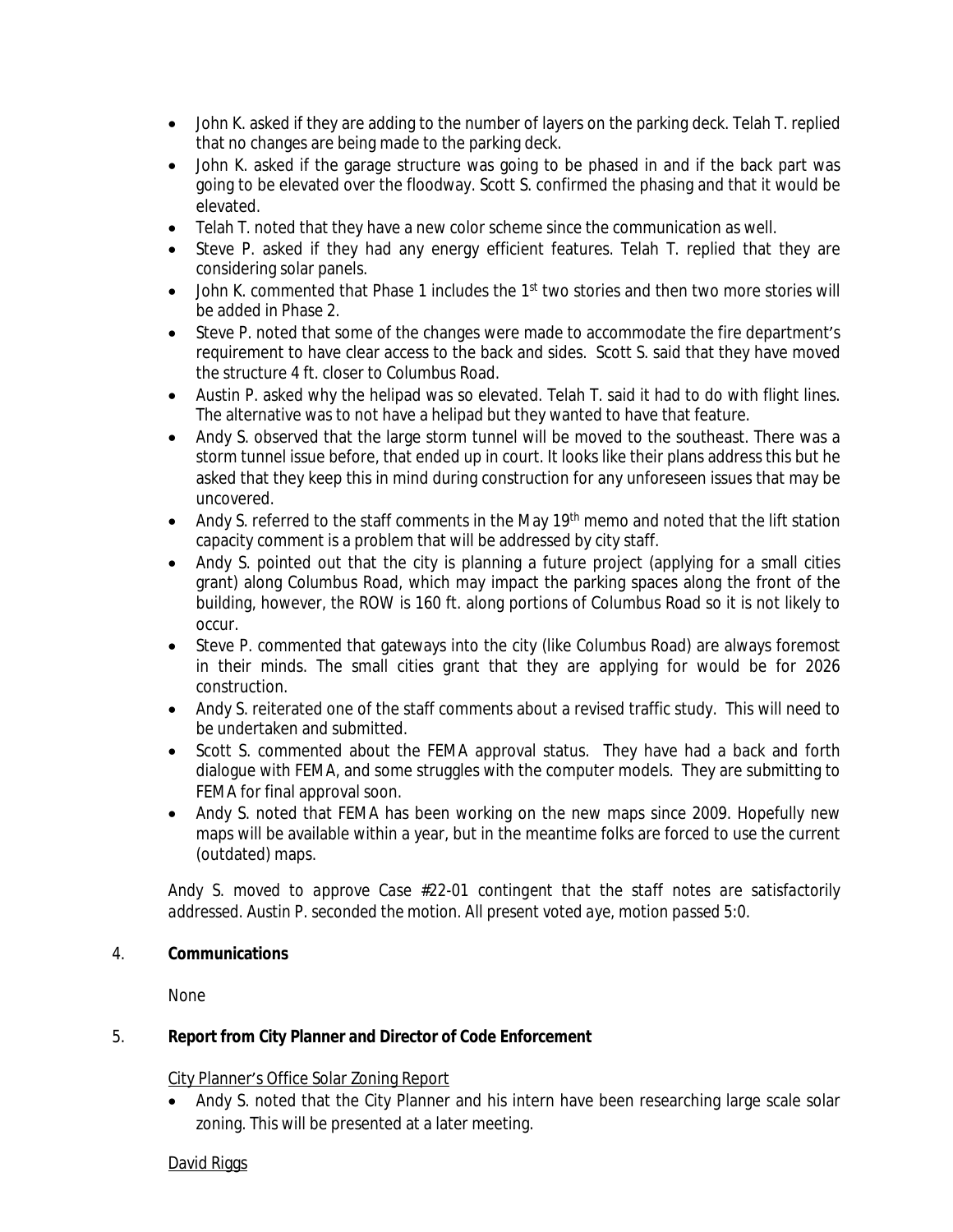- John K. asked if they are adding to the number of layers on the parking deck. Telah T. replied that no changes are being made to the parking deck.
- John K. asked if the garage structure was going to be phased in and if the back part was going to be elevated over the floodway. Scott S. confirmed the phasing and that it would be elevated.
- Telah T. noted that they have a new color scheme since the communication as well.
- Steve P. asked if they had any energy efficient features. Telah T. replied that they are considering solar panels.
- John K. commented that Phase 1 includes the 1st two stories and then two more stories will be added in Phase 2.
- Steve P. noted that some of the changes were made to accommodate the fire department's requirement to have clear access to the back and sides. Scott S. said that they have moved the structure 4 ft. closer to Columbus Road.
- Austin P. asked why the helipad was so elevated. Telah T. said it had to do with flight lines. The alternative was to not have a helipad but they wanted to have that feature.
- Andy S. observed that the large storm tunnel will be moved to the southeast. There was a storm tunnel issue before, that ended up in court. It looks like their plans address this but he asked that they keep this in mind during construction for any unforeseen issues that may be uncovered.
- Andy S. referred to the staff comments in the May 19th memo and noted that the lift station capacity comment is a problem that will be addressed by city staff.
- Andy S. pointed out that the city is planning a future project (applying for a small cities grant) along Columbus Road, which may impact the parking spaces along the front of the building, however, the ROW is 160 ft. along portions of Columbus Road so it is not likely to occur.
- Steve P. commented that gateways into the city (like Columbus Road) are always foremost in their minds. The small cities grant that they are applying for would be for 2026 construction.
- Andy S. reiterated one of the staff comments about a revised traffic study. This will need to be undertaken and submitted.
- Scott S. commented about the FEMA approval status. They have had a back and forth dialogue with FEMA, and some struggles with the computer models. They are submitting to FEMA for final approval soon.
- Andy S. noted that FEMA has been working on the new maps since 2009. Hopefully new maps will be available within a year, but in the meantime folks are forced to use the current (outdated) maps.

*Andy S. moved to approve Case #22-01 contingent that the staff notes are satisfactorily addressed. Austin P. seconded the motion. All present voted aye, motion passed 5:0.*

4. **Communications**

None

5. **Report from City Planner and Director of Code Enforcement**

City Planner's Office Solar Zoning Report

- Andy S. noted that the City Planner and his intern have been researching large scale solar zoning. This will be presented at a later meeting.

David Riggs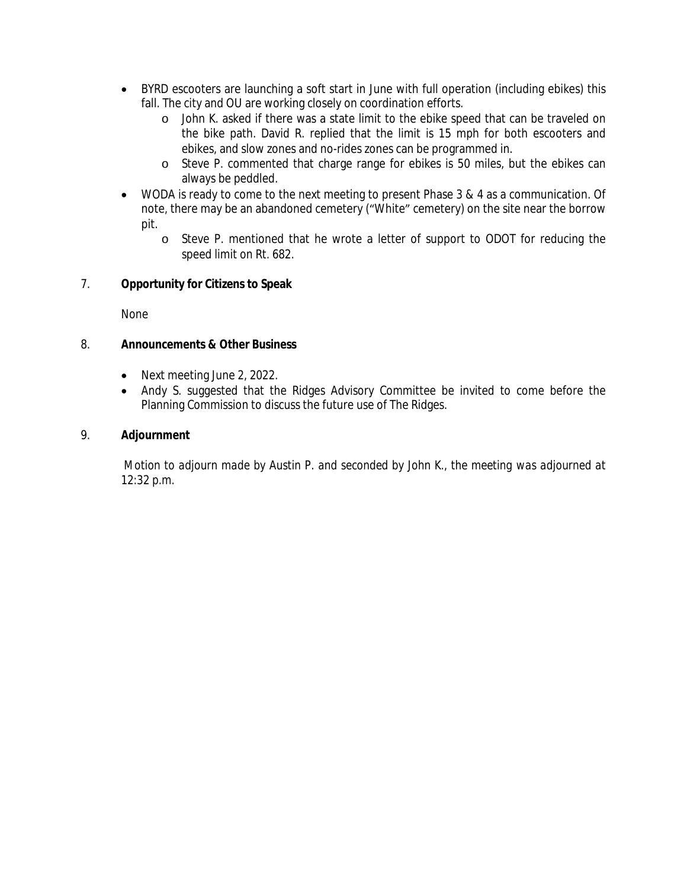- BYRD escooters are launching a soft start in June with full operation (including ebikes) this fall. The city and OU are working closely on coordination efforts.
  - John K. asked if there was a state limit to the ebike speed that can be traveled on the bike path. David R. replied that the limit is 15 mph for both escooters and ebikes, and slow zones and no-rides zones can be programmed in.
  - Steve P. commented that charge range for ebikes is 50 miles, but the ebikes can always be peddled.
- WODA is ready to come to the next meeting to present Phase 3 & 4 as a communication. Of note, there may be an abandoned cemetery ("White" cemetery) on the site near the borrow pit.
  - Steve P. mentioned that he wrote a letter of support to ODOT for reducing the speed limit on Rt. 682.

7. **Opportunity for Citizens to Speak**

   None

8. **Announcements & Other Business**

   - Next meeting June 2, 2022.
   - Andy S. suggested that the Ridges Advisory Committee be invited to come before the Planning Commission to discuss the future use of The Ridges.

9. **Adjournment**

   *Motion to adjourn made by Austin P. and seconded by John K., the meeting was adjourned at 12:32 p.m.*